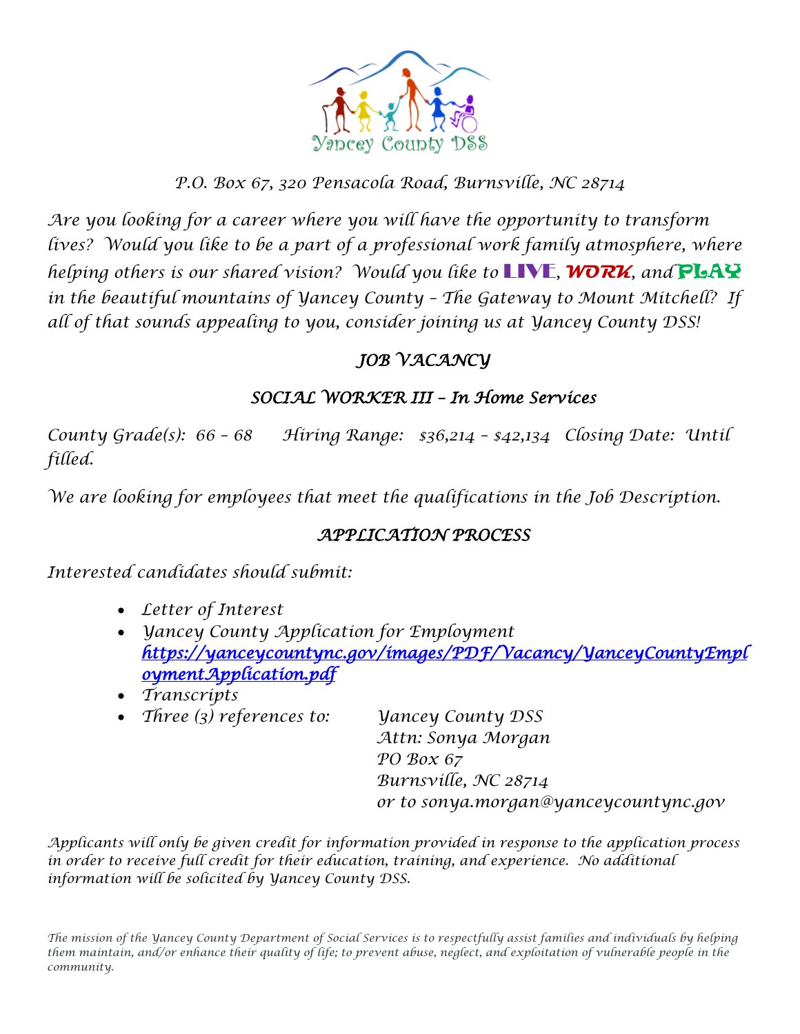Yancey County DSS

P.O. Box 67, 320 Pensacola Road, Burnsville, NC 28714

*Are you looking for a career where you will have the opportunity to transform lives? Would you like to be a part of a professional work family atmosphere, where helping others is our shared vision? Would you like to* **LIVE**, ***WORK***, *and* **PLAY** *in the beautiful mountains of Yancey County – The Gateway to Mount Mitchell? If all of that sounds appealing to you, consider joining us at Yancey County DSS!*

## JOB VACANCY

## SOCIAL WORKER III – In Home Services

County Grade(s): 66 – 68 Hiring Range: $36,214 – $42,134 Closing Date: Until filled.

We are looking for employees that meet the qualifications in the Job Description.

## APPLICATION PROCESS

Interested candidates should submit:

- Letter of Interest
- Yancey County Application for Employment [https://yanceycountync.gov/images/PDF/Vacancy/YanceyCountyEmploymentApplication.pdf](https://yanceycountync.gov/images/PDF/Vacancy/YanceyCountyEmploymentApplication.pdf)
- Transcripts
- Three (3) references to: Yancey County DSS
  Attn: Sonya Morgan
  PO Box 67
  Burnsville, NC 28714
  or to sonya.morgan@yanceycountync.gov

*Applicants will only be given credit for information provided in response to the application process in order to receive full credit for their education, training, and experience. No additional information will be solicited by Yancey County DSS.*

*The mission of the Yancey County Department of Social Services is to respectfully assist families and individuals by helping them maintain, and/or enhance their quality of life; to prevent abuse, neglect, and exploitation of vulnerable people in the community.*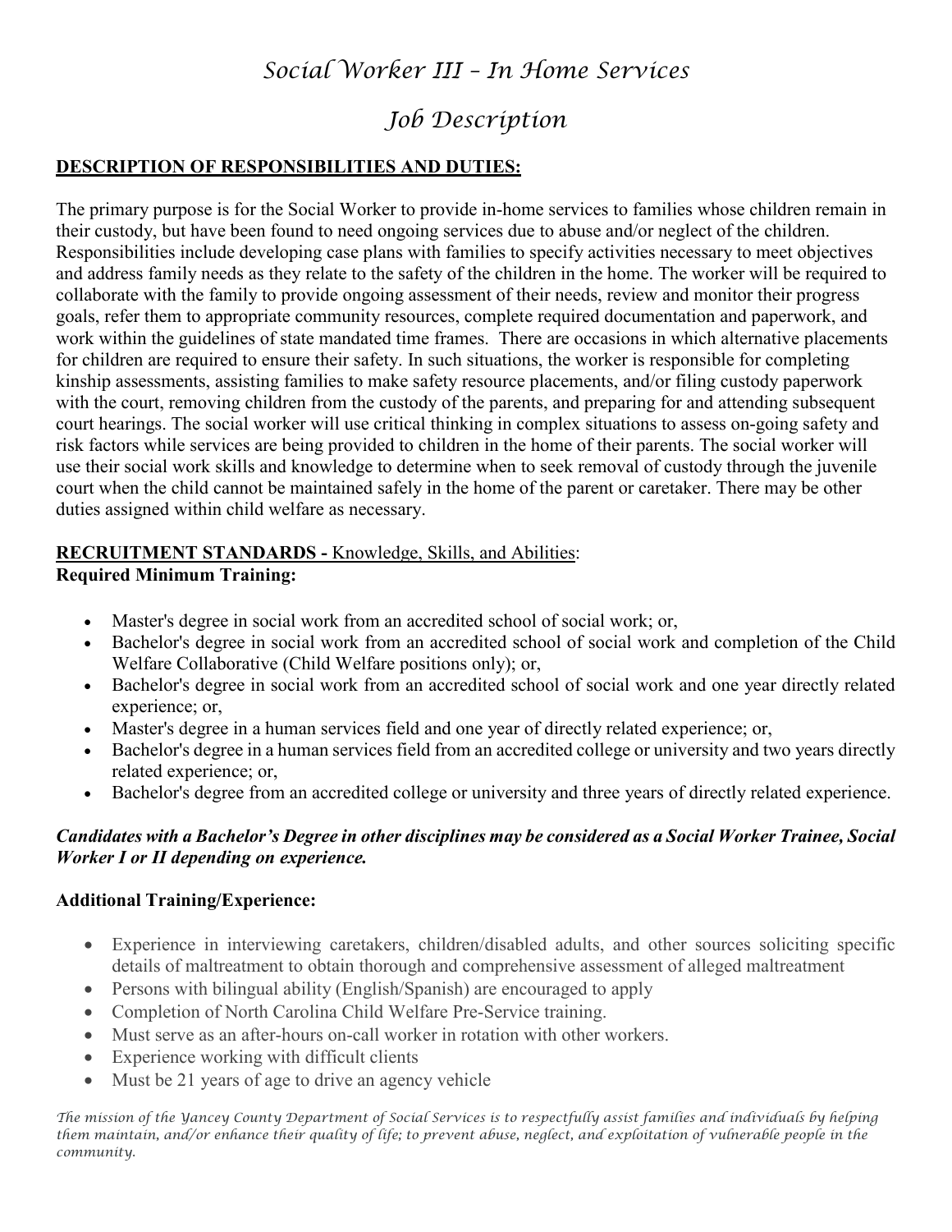# *Social Worker III – In Home Services*

# *Job Description*

**DESCRIPTION OF RESPONSIBILITIES AND DUTIES:**

The primary purpose is for the Social Worker to provide in-home services to families whose children remain in their custody, but have been found to need ongoing services due to abuse and/or neglect of the children. Responsibilities include developing case plans with families to specify activities necessary to meet objectives and address family needs as they relate to the safety of the children in the home. The worker will be required to collaborate with the family to provide ongoing assessment of their needs, review and monitor their progress goals, refer them to appropriate community resources, complete required documentation and paperwork, and work within the guidelines of state mandated time frames. There are occasions in which alternative placements for children are required to ensure their safety. In such situations, the worker is responsible for completing kinship assessments, assisting families to make safety resource placements, and/or filing custody paperwork with the court, removing children from the custody of the parents, and preparing for and attending subsequent court hearings. The social worker will use critical thinking in complex situations to assess on-going safety and risk factors while services are being provided to children in the home of their parents. The social worker will use their social work skills and knowledge to determine when to seek removal of custody through the juvenile court when the child cannot be maintained safely in the home of the parent or caretaker. There may be other duties assigned within child welfare as necessary.

**RECRUITMENT STANDARDS -** Knowledge, Skills, and Abilities:
**Required Minimum Training:**

- Master's degree in social work from an accredited school of social work; or,
- Bachelor's degree in social work from an accredited school of social work and completion of the Child Welfare Collaborative (Child Welfare positions only); or,
- Bachelor's degree in social work from an accredited school of social work and one year directly related experience; or,
- Master's degree in a human services field and one year of directly related experience; or,
- Bachelor's degree in a human services field from an accredited college or university and two years directly related experience; or,
- Bachelor's degree from an accredited college or university and three years of directly related experience.

***Candidates with a Bachelor's Degree in other disciplines may be considered as a Social Worker Trainee, Social Worker I or II depending on experience.***

**Additional Training/Experience:**

- Experience in interviewing caretakers, children/disabled adults, and other sources soliciting specific details of maltreatment to obtain thorough and comprehensive assessment of alleged maltreatment
- Persons with bilingual ability (English/Spanish) are encouraged to apply
- Completion of North Carolina Child Welfare Pre-Service training.
- Must serve as an after-hours on-call worker in rotation with other workers.
- Experience working with difficult clients
- Must be 21 years of age to drive an agency vehicle

*The mission of the Yancey County Department of Social Services is to respectfully assist families and individuals by helping them maintain, and/or enhance their quality of life; to prevent abuse, neglect, and exploitation of vulnerable people in the community.*